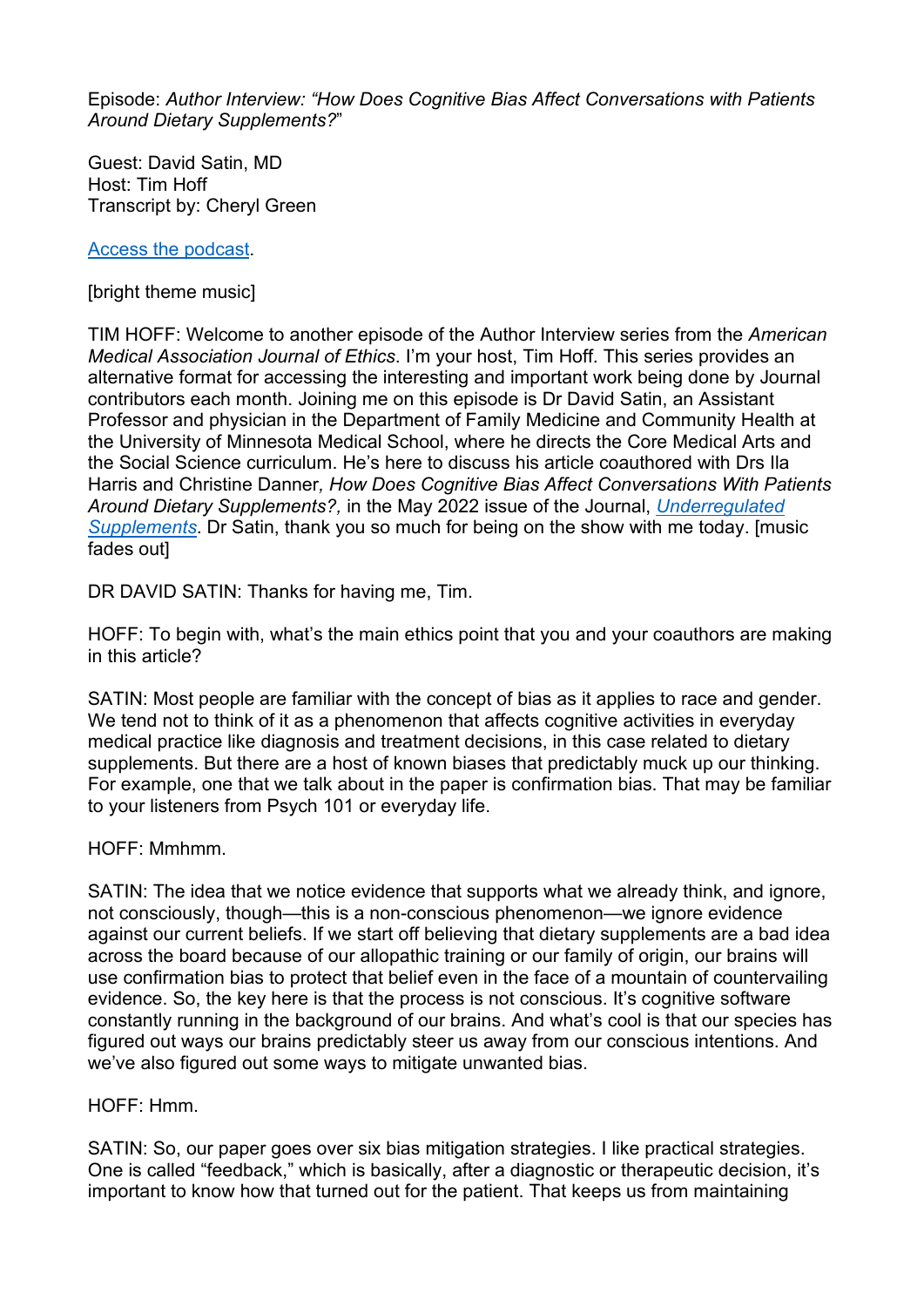Episode: *Author Interview: "How Does Cognitive Bias Affect Conversations with Patients Around Dietary Supplements?*"

Guest: David Satin, MD
Host: Tim Hoff
Transcript by: Cheryl Green

[Access the podcast](#).

[bright theme music]

TIM HOFF: Welcome to another episode of the Author Interview series from the *American Medical Association Journal of Ethics*. I'm your host, Tim Hoff. This series provides an alternative format for accessing the interesting and important work being done by Journal contributors each month. Joining me on this episode is Dr David Satin, an Assistant Professor and physician in the Department of Family Medicine and Community Health at the University of Minnesota Medical School, where he directs the Core Medical Arts and the Social Science curriculum. He's here to discuss his article coauthored with Drs Ila Harris and Christine Danner*, How Does Cognitive Bias Affect Conversations With Patients Around Dietary Supplements?,* in the May 2022 issue of the Journal, [*Underregulated Supplements*](#). Dr Satin, thank you so much for being on the show with me today. [music fades out]

DR DAVID SATIN: Thanks for having me, Tim.

HOFF: To begin with, what's the main ethics point that you and your coauthors are making in this article?

SATIN: Most people are familiar with the concept of bias as it applies to race and gender. We tend not to think of it as a phenomenon that affects cognitive activities in everyday medical practice like diagnosis and treatment decisions, in this case related to dietary supplements. But there are a host of known biases that predictably muck up our thinking. For example, one that we talk about in the paper is confirmation bias. That may be familiar to your listeners from Psych 101 or everyday life.

HOFF: Mmhmm.

SATIN: The idea that we notice evidence that supports what we already think, and ignore, not consciously, though—this is a non-conscious phenomenon—we ignore evidence against our current beliefs. If we start off believing that dietary supplements are a bad idea across the board because of our allopathic training or our family of origin, our brains will use confirmation bias to protect that belief even in the face of a mountain of countervailing evidence. So, the key here is that the process is not conscious. It's cognitive software constantly running in the background of our brains. And what's cool is that our species has figured out ways our brains predictably steer us away from our conscious intentions. And we've also figured out some ways to mitigate unwanted bias.

HOFF: Hmm.

SATIN: So, our paper goes over six bias mitigation strategies. I like practical strategies. One is called "feedback," which is basically, after a diagnostic or therapeutic decision, it's important to know how that turned out for the patient. That keeps us from maintaining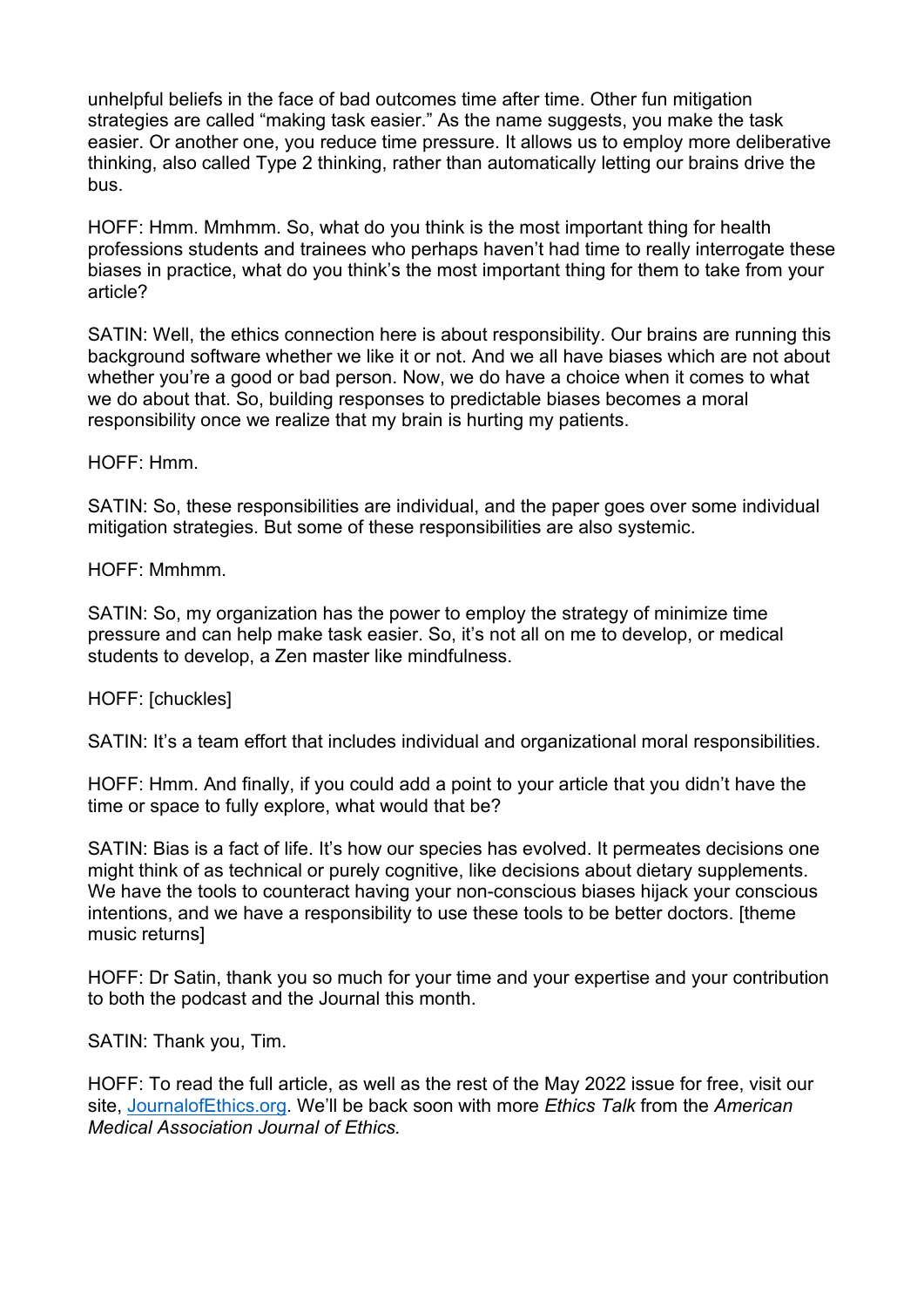unhelpful beliefs in the face of bad outcomes time after time. Other fun mitigation strategies are called "making task easier." As the name suggests, you make the task easier. Or another one, you reduce time pressure. It allows us to employ more deliberative thinking, also called Type 2 thinking, rather than automatically letting our brains drive the bus.

HOFF: Hmm. Mmhmm. So, what do you think is the most important thing for health professions students and trainees who perhaps haven't had time to really interrogate these biases in practice, what do you think's the most important thing for them to take from your article?

SATIN: Well, the ethics connection here is about responsibility. Our brains are running this background software whether we like it or not. And we all have biases which are not about whether you're a good or bad person. Now, we do have a choice when it comes to what we do about that. So, building responses to predictable biases becomes a moral responsibility once we realize that my brain is hurting my patients.

HOFF: Hmm.

SATIN: So, these responsibilities are individual, and the paper goes over some individual mitigation strategies. But some of these responsibilities are also systemic.

HOFF: Mmhmm.

SATIN: So, my organization has the power to employ the strategy of minimize time pressure and can help make task easier. So, it's not all on me to develop, or medical students to develop, a Zen master like mindfulness.

HOFF: [chuckles]

SATIN: It's a team effort that includes individual and organizational moral responsibilities.

HOFF: Hmm. And finally, if you could add a point to your article that you didn't have the time or space to fully explore, what would that be?

SATIN: Bias is a fact of life. It's how our species has evolved. It permeates decisions one might think of as technical or purely cognitive, like decisions about dietary supplements. We have the tools to counteract having your non-conscious biases hijack your conscious intentions, and we have a responsibility to use these tools to be better doctors. [theme music returns]

HOFF: Dr Satin, thank you so much for your time and your expertise and your contribution to both the podcast and the Journal this month.

SATIN: Thank you, Tim.

HOFF: To read the full article, as well as the rest of the May 2022 issue for free, visit our site, [JournalofEthics.org](https://JournalofEthics.org). We'll be back soon with more *Ethics Talk* from the *American Medical Association Journal of Ethics.*